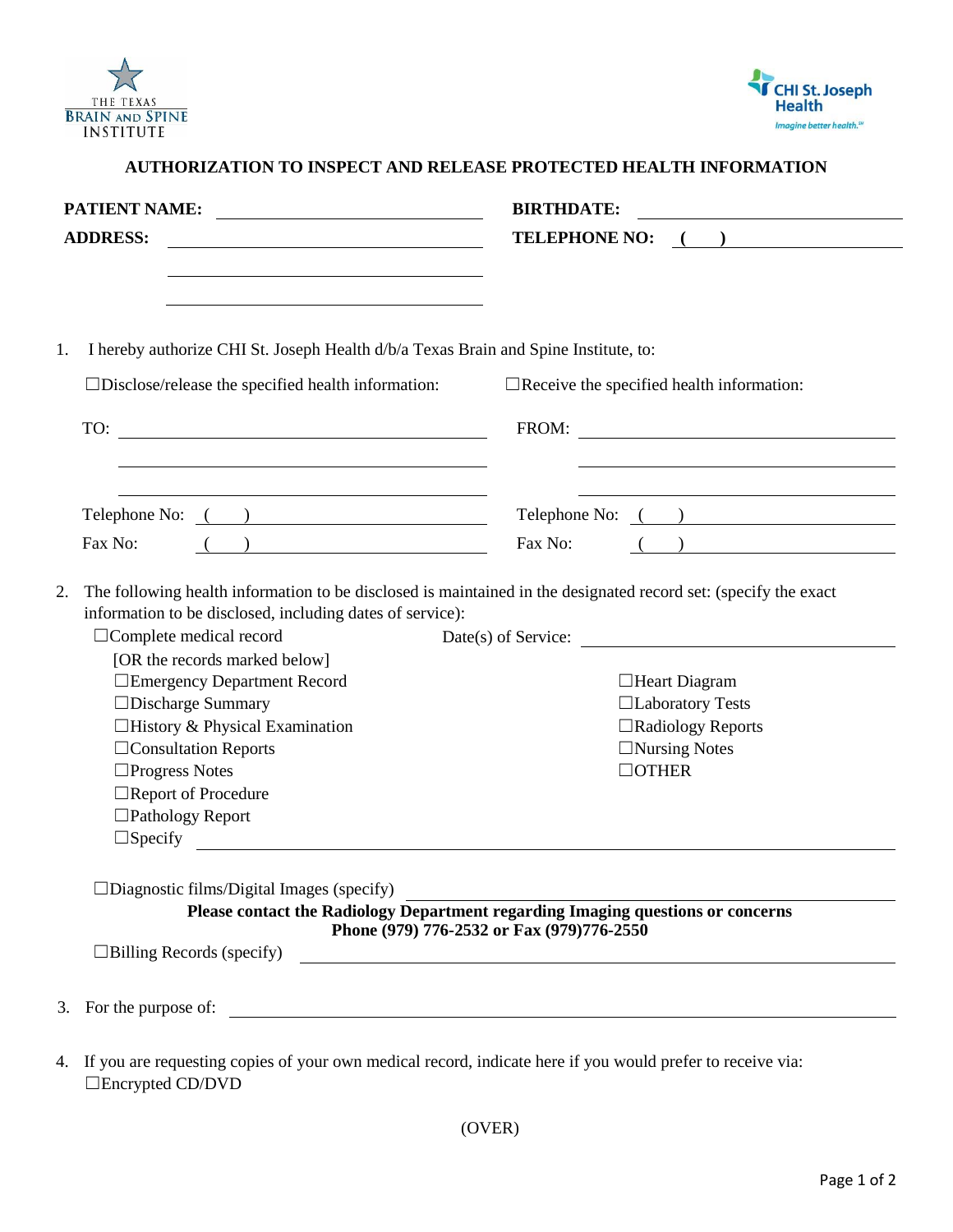THE TEXAS BRAIN AND SPINE INSTITUTE

CHI St. Joseph Health
*Imagine better health.*

## AUTHORIZATION TO INSPECT AND RELEASE PROTECTED HEALTH INFORMATION

**PATIENT NAME:** ______________________ **BIRTHDATE:** ______________________

**ADDRESS:** ______________________ **TELEPHONE NO:** ( ) ______________________

______________________

______________________

1. I hereby authorize CHI St. Joseph Health d/b/a Texas Brain and Spine Institute, to:

☐Disclose/release the specified health information: ☐Receive the specified health information:

TO: ______________________ FROM: ______________________

______________________ ______________________

______________________ ______________________

Telephone No: ( ) ______________ Telephone No: ( ) ______________

Fax No: ( ) ______________ Fax No: ( ) ______________

2. The following health information to be disclosed is maintained in the designated record set: (specify the exact information to be disclosed, including dates of service):

☐Complete medical record Date(s) of Service: ______________________

[OR the records marked below]

☐Emergency Department Record
☐Discharge Summary
☐History & Physical Examination
☐Consultation Reports
☐Progress Notes
☐Report of Procedure
☐Pathology Report
☐Specify ______________________

☐Heart Diagram
☐Laboratory Tests
☐Radiology Reports
☐Nursing Notes
☐OTHER

☐Diagnostic films/Digital Images (specify) ______________________

**Please contact the Radiology Department regarding Imaging questions or concerns**
**Phone (979) 776-2532 or Fax (979)776-2550**

☐Billing Records (specify) ______________________

3. For the purpose of: ______________________

4. If you are requesting copies of your own medical record, indicate here if you would prefer to receive via:
☐Encrypted CD/DVD

(OVER)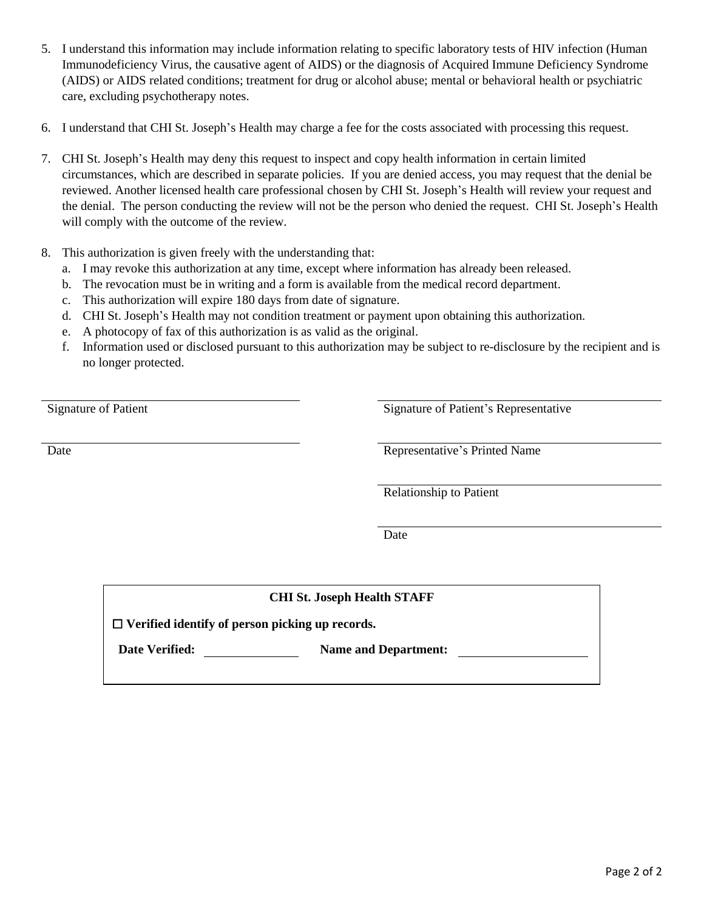5. I understand this information may include information relating to specific laboratory tests of HIV infection (Human Immunodeficiency Virus, the causative agent of AIDS) or the diagnosis of Acquired Immune Deficiency Syndrome (AIDS) or AIDS related conditions; treatment for drug or alcohol abuse; mental or behavioral health or psychiatric care, excluding psychotherapy notes.

6. I understand that CHI St. Joseph's Health may charge a fee for the costs associated with processing this request.

7. CHI St. Joseph's Health may deny this request to inspect and copy health information in certain limited circumstances, which are described in separate policies. If you are denied access, you may request that the denial be reviewed. Another licensed health care professional chosen by CHI St. Joseph's Health will review your request and the denial. The person conducting the review will not be the person who denied the request. CHI St. Joseph's Health will comply with the outcome of the review.

8. This authorization is given freely with the understanding that:
   a. I may revoke this authorization at any time, except where information has already been released.
   b. The revocation must be in writing and a form is available from the medical record department.
   c. This authorization will expire 180 days from date of signature.
   d. CHI St. Joseph's Health may not condition treatment or payment upon obtaining this authorization.
   e. A photocopy of fax of this authorization is as valid as the original.
   f. Information used or disclosed pursuant to this authorization may be subject to re-disclosure by the recipient and is no longer protected.

______________________________
Signature of Patient

______________________________
Date

______________________________
Signature of Patient's Representative

______________________________
Representative's Printed Name

______________________________
Relationship to Patient

______________________________
Date

**CHI St. Joseph Health STAFF**

☐ **Verified identify of person picking up records.**

**Date Verified:** ____________ **Name and Department:** ________________